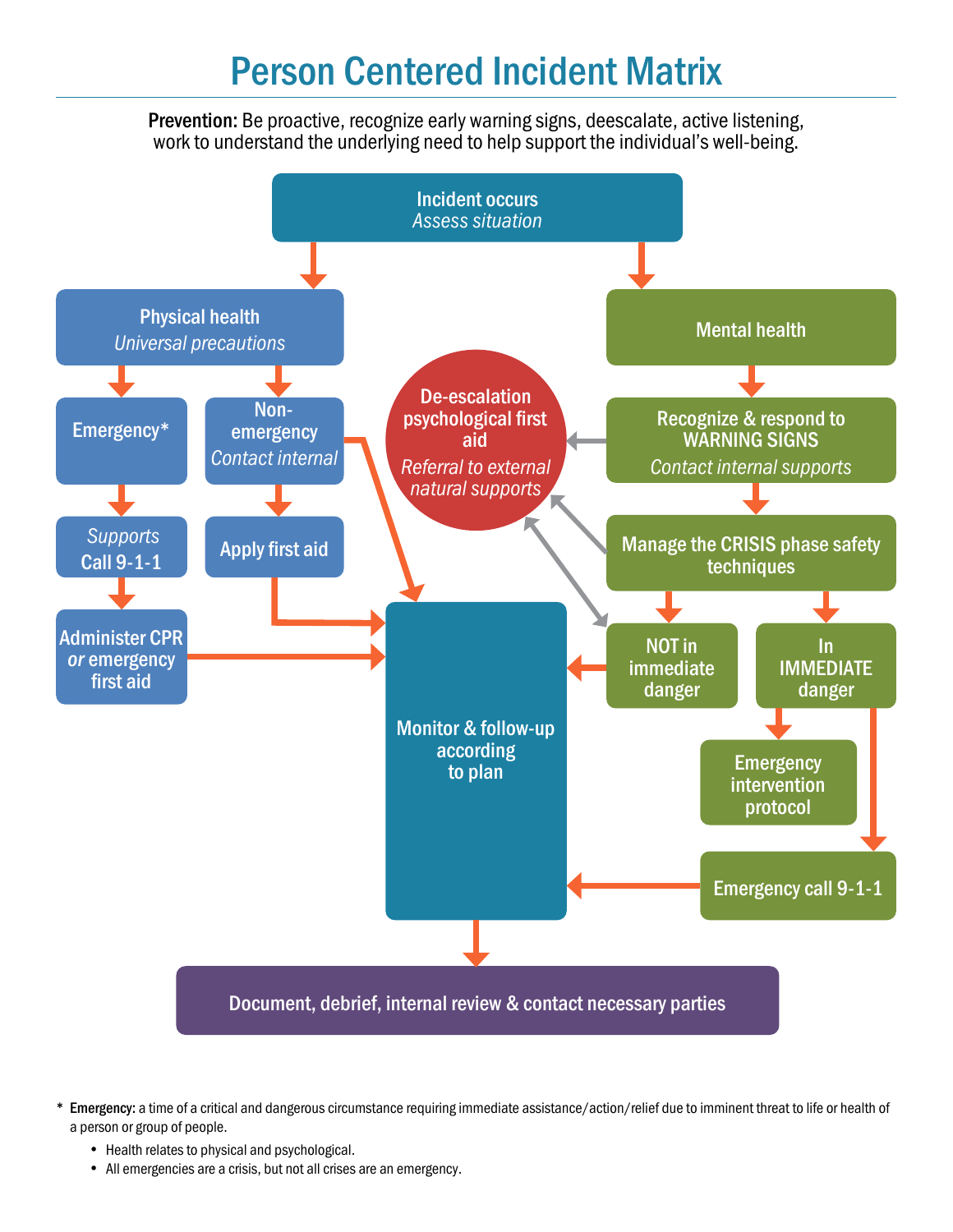# Person Centered Incident Matrix

**Prevention:** Be proactive, recognize early warning signs, deescalate, active listening, work to understand the underlying need to help support the individual's well-being.

Incident occurs
*Assess situation*

Physical health
*Universal precautions*

Emergency*

Supports
Call 9-1-1

Administer CPR *or* emergency first aid

Non-emergency
*Contact internal*

Apply first aid

Mental health

Recognize & respond to WARNING SIGNS
*Contact internal supports*

De-escalation psychological first aid
*Referral to external natural supports*

Manage the CRISIS phase safety techniques

NOT in immediate danger

In IMMEDIATE danger

Emergency intervention protocol

Emergency call 9-1-1

Monitor & follow-up according to plan

Document, debrief, internal review & contact necessary parties

\* **Emergency:** a time of a critical and dangerous circumstance requiring immediate assistance/action/relief due to imminent threat to life or health of a person or group of people.

- Health relates to physical and psychological.
- All emergencies are a crisis, but not all crises are an emergency.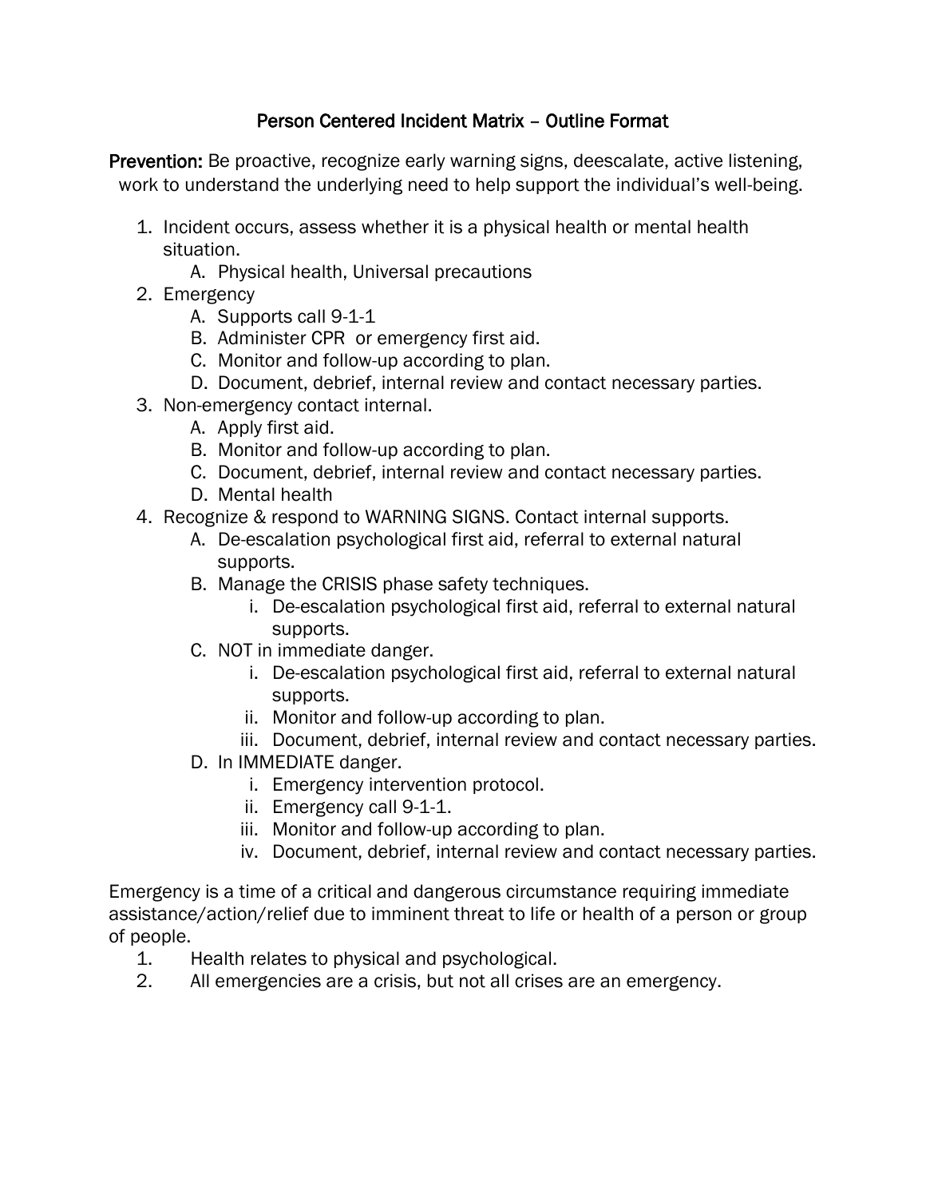# Person Centered Incident Matrix – Outline Format

**Prevention:** Be proactive, recognize early warning signs, deescalate, active listening, work to understand the underlying need to help support the individual's well-being.

1. Incident occurs, assess whether it is a physical health or mental health situation.
   A. Physical health, Universal precautions
2. Emergency
   A. Supports call 9-1-1
   B. Administer CPR or emergency first aid.
   C. Monitor and follow-up according to plan.
   D. Document, debrief, internal review and contact necessary parties.
3. Non-emergency contact internal.
   A. Apply first aid.
   B. Monitor and follow-up according to plan.
   C. Document, debrief, internal review and contact necessary parties.
   D. Mental health
4. Recognize & respond to WARNING SIGNS. Contact internal supports.
   A. De-escalation psychological first aid, referral to external natural supports.
   B. Manage the CRISIS phase safety techniques.
      i. De-escalation psychological first aid, referral to external natural supports.
   C. NOT in immediate danger.
      i. De-escalation psychological first aid, referral to external natural supports.
      ii. Monitor and follow-up according to plan.
      iii. Document, debrief, internal review and contact necessary parties.
   D. In IMMEDIATE danger.
      i. Emergency intervention protocol.
      ii. Emergency call 9-1-1.
      iii. Monitor and follow-up according to plan.
      iv. Document, debrief, internal review and contact necessary parties.

Emergency is a time of a critical and dangerous circumstance requiring immediate assistance/action/relief due to imminent threat to life or health of a person or group of people.

1. Health relates to physical and psychological.
2. All emergencies are a crisis, but not all crises are an emergency.